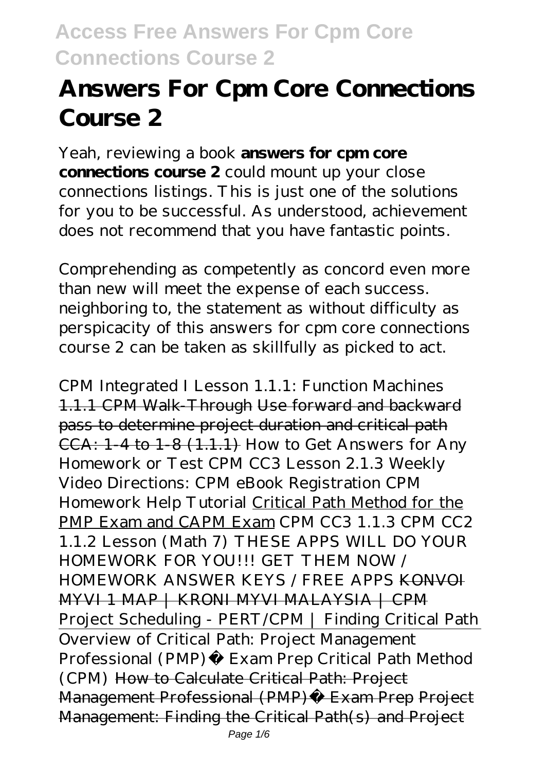# Answers For Cpm Core Connections Course 2

Yeah, reviewing a book **answers for cpm core connections course 2** could mount up your close connections listings. This is just one of the solutions for you to be successful. As understood, achievement does not recommend that you have fantastic points.

Comprehending as competently as concord even more than new will meet the expense of each success. neighboring to, the statement as without difficulty as perspicacity of this answers for cpm core connections course 2 can be taken as skillfully as picked to act.

*CPM Integrated I Lesson 1.1.1: Function Machines* 1.1.1 CPM Walk-Through Use forward and backward pass to determine project duration and critical path CCA: 1-4 to 1-8 (1.1.1) *How to Get Answers for Any Homework or Test CPM CC3 Lesson 2.1.3 Weekly Video Directions: CPM eBook Registration CPM Homework Help Tutorial* Critical Path Method for the PMP Exam and CAPM Exam *CPM CC3 1.1.3 CPM CC2 1.1.2 Lesson (Math 7) THESE APPS WILL DO YOUR HOMEWORK FOR YOU!!! GET THEM NOW / HOMEWORK ANSWER KEYS / FREE APPS* KONVOI MYVI 1 MAP | KRONI MYVI MALAYSIA | CPM *Project Scheduling - PERT/CPM | Finding Critical Path* Overview of Critical Path: Project Management Professional (PMP)® Exam Prep *Critical Path Method (CPM)* How to Calculate Critical Path: Project Management Professional (PMP)® Exam Prep Project Management: Finding the Critical Path(s) and Project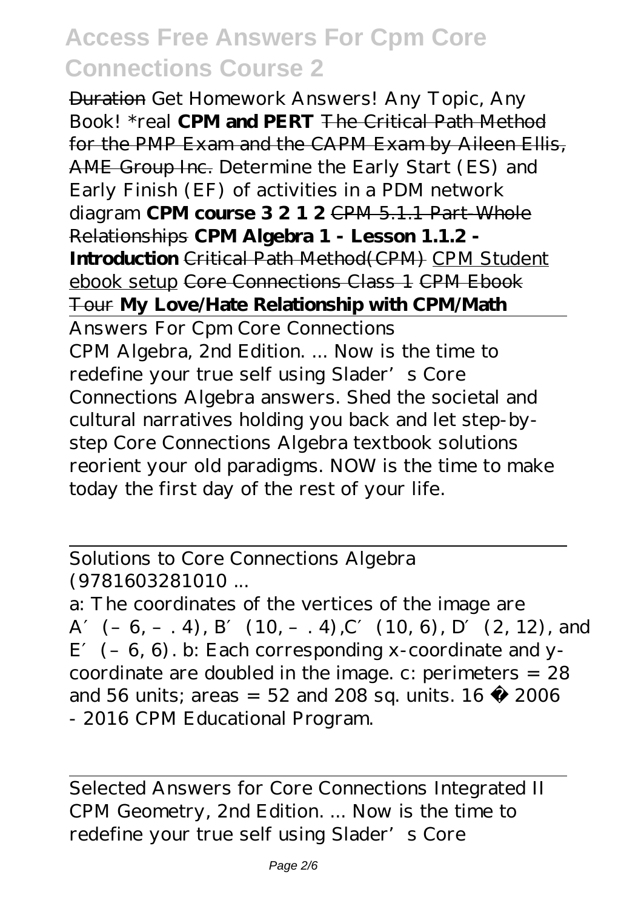~~Duration~~ Get Homework Answers! Any Topic, Any Book! *real **CPM and PERT** ~~The Critical Path Method for the PMP Exam and the CAPM Exam by Aileen Ellis, AME Group Inc.~~ Determine the Early Start (ES) and Early Finish (EF) of activities in a PDM network diagram **CPM course 3 2 1 2** ~~CPM 5.1.1 Part-Whole Relationships~~ **CPM Algebra 1 - Lesson 1.1.2 - Introduction** ~~Critical Path Method(CPM)~~ CPM Student ebook setup ~~Core Connections Class 1~~ ~~CPM Ebook Tour~~ **My Love/Hate Relationship with CPM/Math**

Answers For Cpm Core Connections

CPM Algebra, 2nd Edition. ... Now is the time to redefine your true self using Slader's Core Connections Algebra answers. Shed the societal and cultural narratives holding you back and let step-by-step Core Connections Algebra textbook solutions reorient your old paradigms. NOW is the time to make today the first day of the rest of your life.

Solutions to Core Connections Algebra (9781603281010 ...

a: The coordinates of the vertices of the image are A′ (– 6, – . 4), B′ (10, – . 4),C′ (10, 6), D′ (2, 12), and E′ (– 6, 6). b: Each corresponding x-coordinate and y-coordinate are doubled in the image. c: perimeters = 28 and 56 units; areas = 52 and 208 sq. units. 16 © 2006 - 2016 CPM Educational Program.

Selected Answers for Core Connections Integrated II

CPM Geometry, 2nd Edition. ... Now is the time to redefine your true self using Slader's Core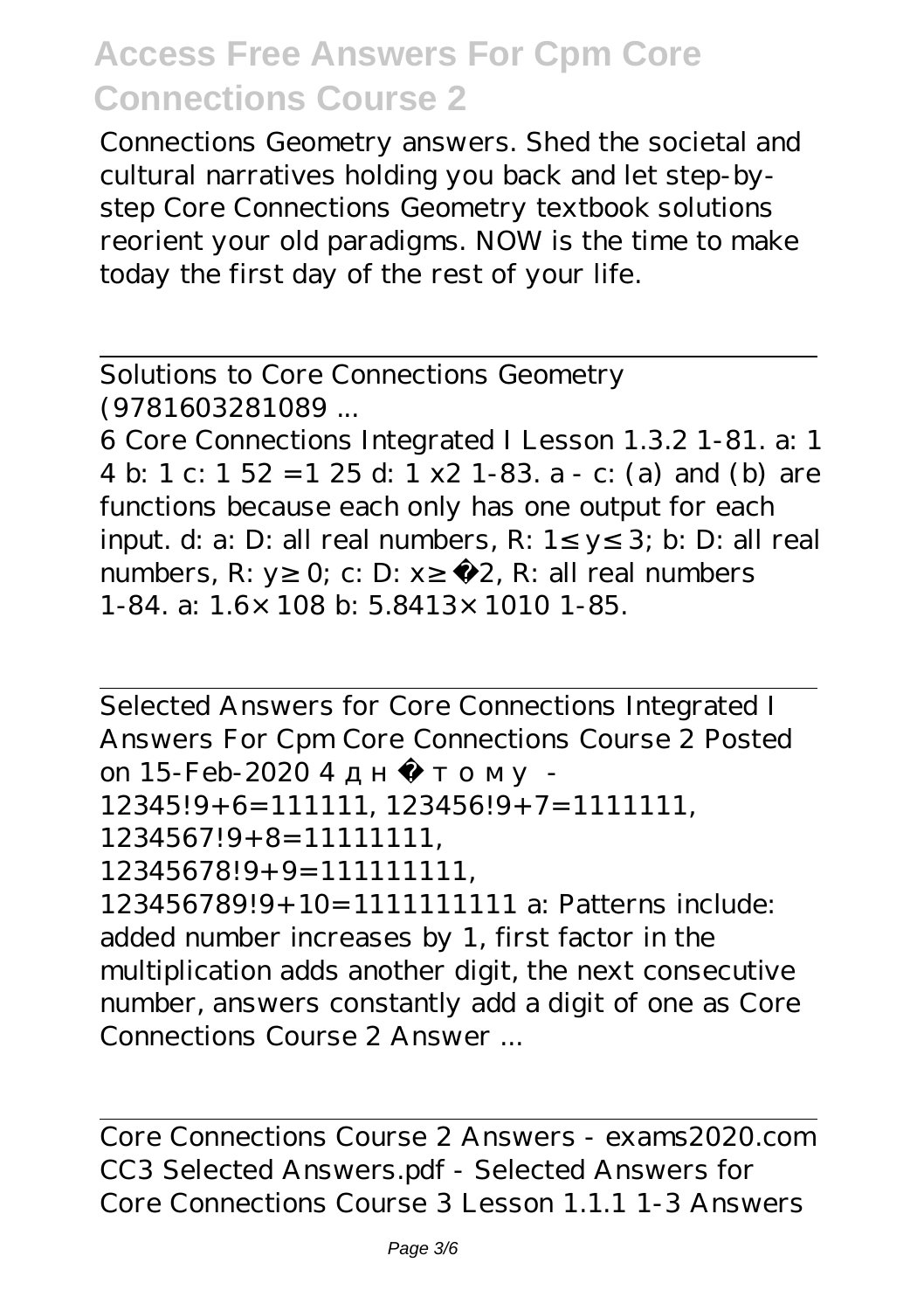Connections Geometry answers. Shed the societal and cultural narratives holding you back and let step-by-step Core Connections Geometry textbook solutions reorient your old paradigms. NOW is the time to make today the first day of the rest of your life.

---

Solutions to Core Connections Geometry (9781603281089 ...

6 Core Connections Integrated I Lesson 1.3.2 1-81. a: 1 4 b: 1 c: 1 52 =1 25 d: 1 x2 1-83. a - c: (a) and (b) are functions because each only has one output for each input. d: a: D: all real numbers, R: 1≤ y≤ 3; b: D: all real numbers, R: y≥ 0; c: D: x≥ −2, R: all real numbers 1-84. a: 1.6× 108 b: 5.8413× 1010 1-85.

---

Selected Answers for Core Connections Integrated I Answers For Cpm Core Connections Course 2 Posted on 15-Feb-2020 4 дні тому - 12345!9+6=111111, 123456!9+7=1111111, 1234567!9+8=11111111, 12345678!9+9=111111111, 123456789!9+10=1111111111 a: Patterns include: added number increases by 1, first factor in the multiplication adds another digit, the next consecutive number, answers constantly add a digit of one as Core Connections Course 2 Answer ...

---

Core Connections Course 2 Answers - exams2020.com CC3 Selected Answers.pdf - Selected Answers for Core Connections Course 3 Lesson 1.1.1 1-3 Answers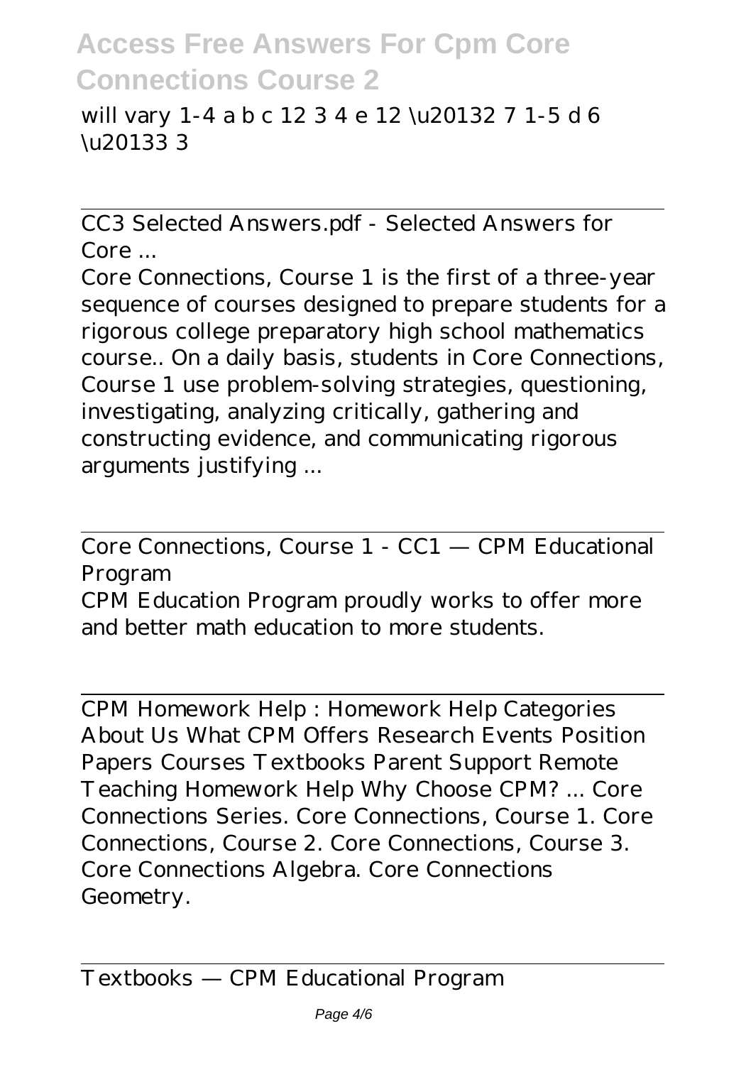will vary 1-4 a b c 12 3 4 e 12 \u20132 7 1-5 d 6 \u20133 3

---

CC3 Selected Answers.pdf - Selected Answers for Core ...

Core Connections, Course 1 is the first of a three-year sequence of courses designed to prepare students for a rigorous college preparatory high school mathematics course.. On a daily basis, students in Core Connections, Course 1 use problem-solving strategies, questioning, investigating, analyzing critically, gathering and constructing evidence, and communicating rigorous arguments justifying ...

---

Core Connections, Course 1 - CC1 — CPM Educational Program

CPM Education Program proudly works to offer more and better math education to more students.

---

CPM Homework Help : Homework Help Categories About Us What CPM Offers Research Events Position Papers Courses Textbooks Parent Support Remote Teaching Homework Help Why Choose CPM? ... Core Connections Series. Core Connections, Course 1. Core Connections, Course 2. Core Connections, Course 3. Core Connections Algebra. Core Connections Geometry.

---

Textbooks — CPM Educational Program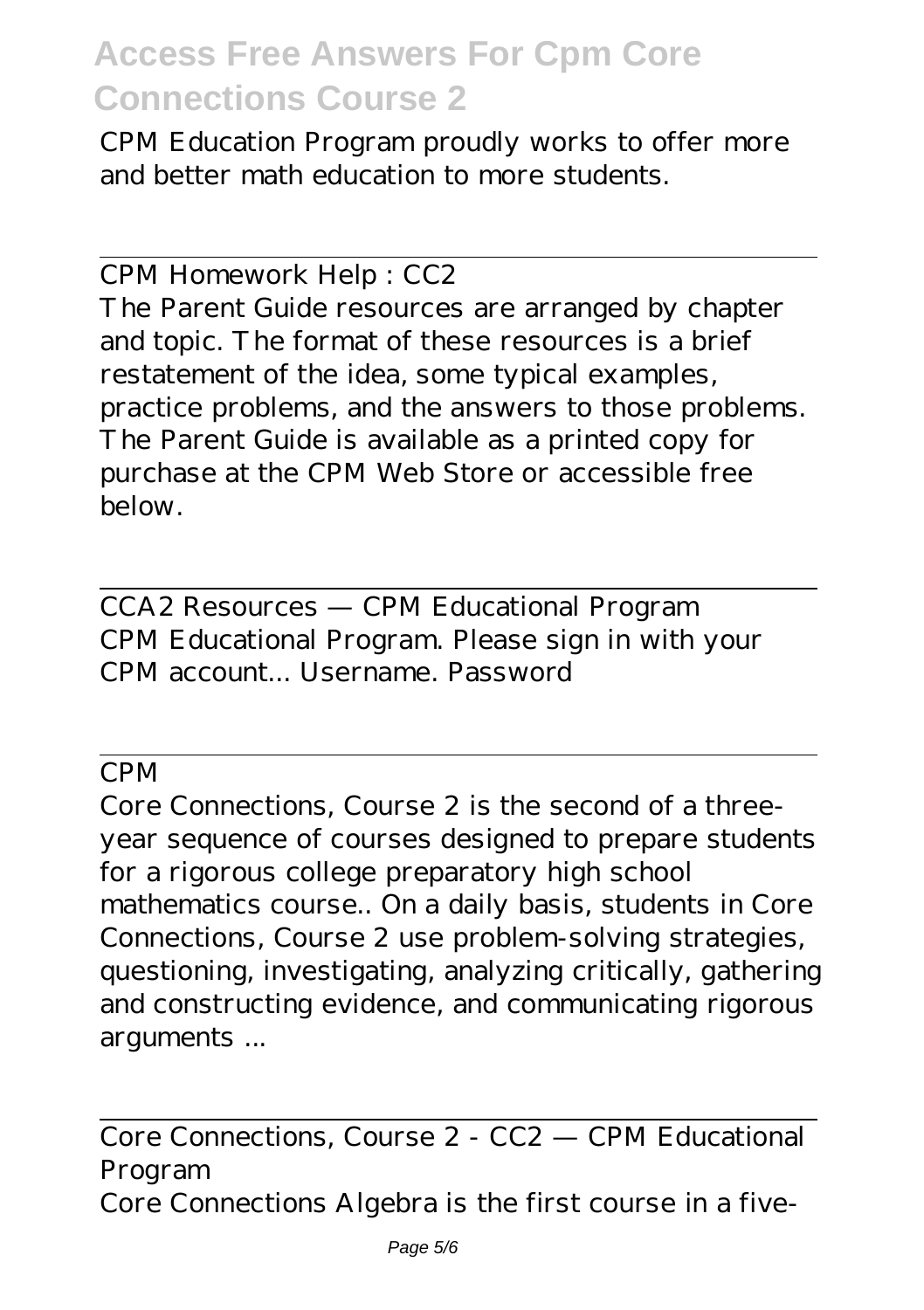CPM Education Program proudly works to offer more and better math education to more students.

CPM Homework Help : CC2

The Parent Guide resources are arranged by chapter and topic. The format of these resources is a brief restatement of the idea, some typical examples, practice problems, and the answers to those problems. The Parent Guide is available as a printed copy for purchase at the CPM Web Store or accessible free below.

CCA2 Resources — CPM Educational Program

CPM Educational Program. Please sign in with your CPM account... Username. Password

CPM

Core Connections, Course 2 is the second of a three-year sequence of courses designed to prepare students for a rigorous college preparatory high school mathematics course.. On a daily basis, students in Core Connections, Course 2 use problem-solving strategies, questioning, investigating, analyzing critically, gathering and constructing evidence, and communicating rigorous arguments ...

Core Connections, Course 2 - CC2 — CPM Educational Program

Core Connections Algebra is the first course in a five-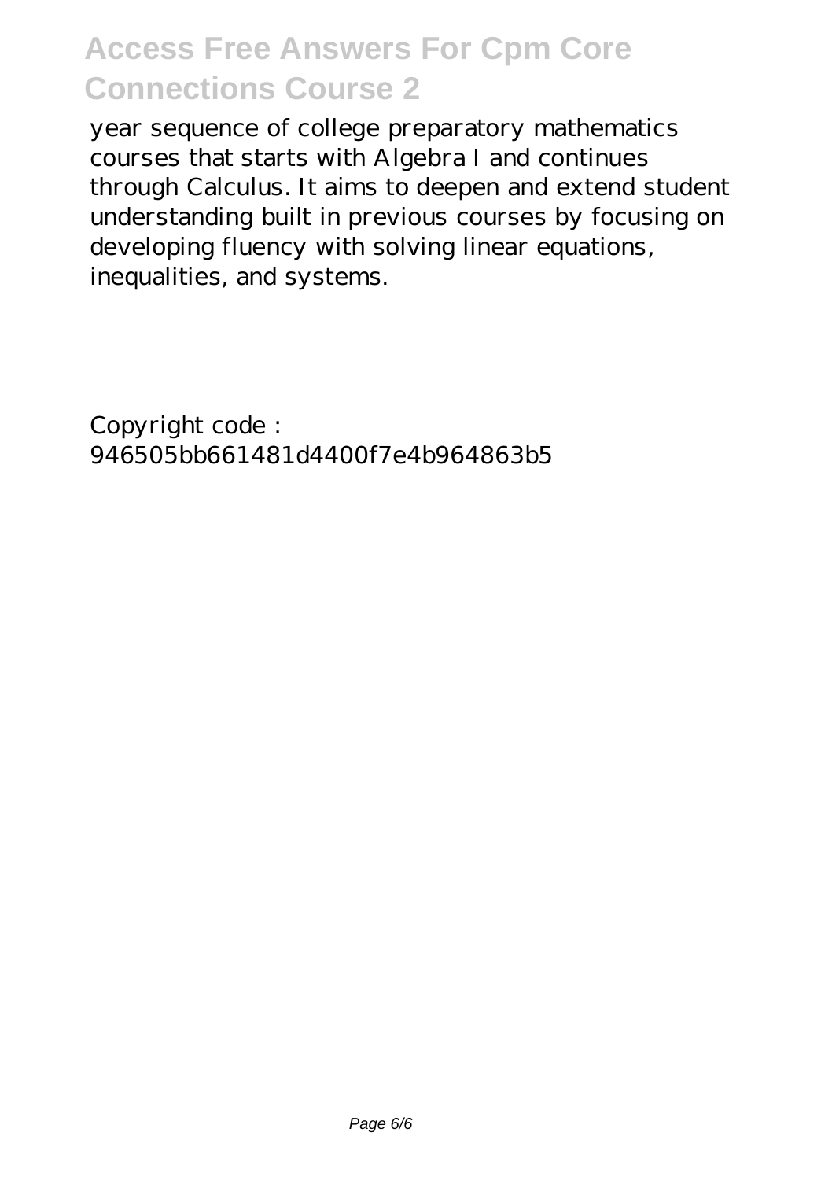year sequence of college preparatory mathematics courses that starts with Algebra I and continues through Calculus. It aims to deepen and extend student understanding built in previous courses by focusing on developing fluency with solving linear equations, inequalities, and systems.

Copyright code : 946505bb661481d4400f7e4b964863b5